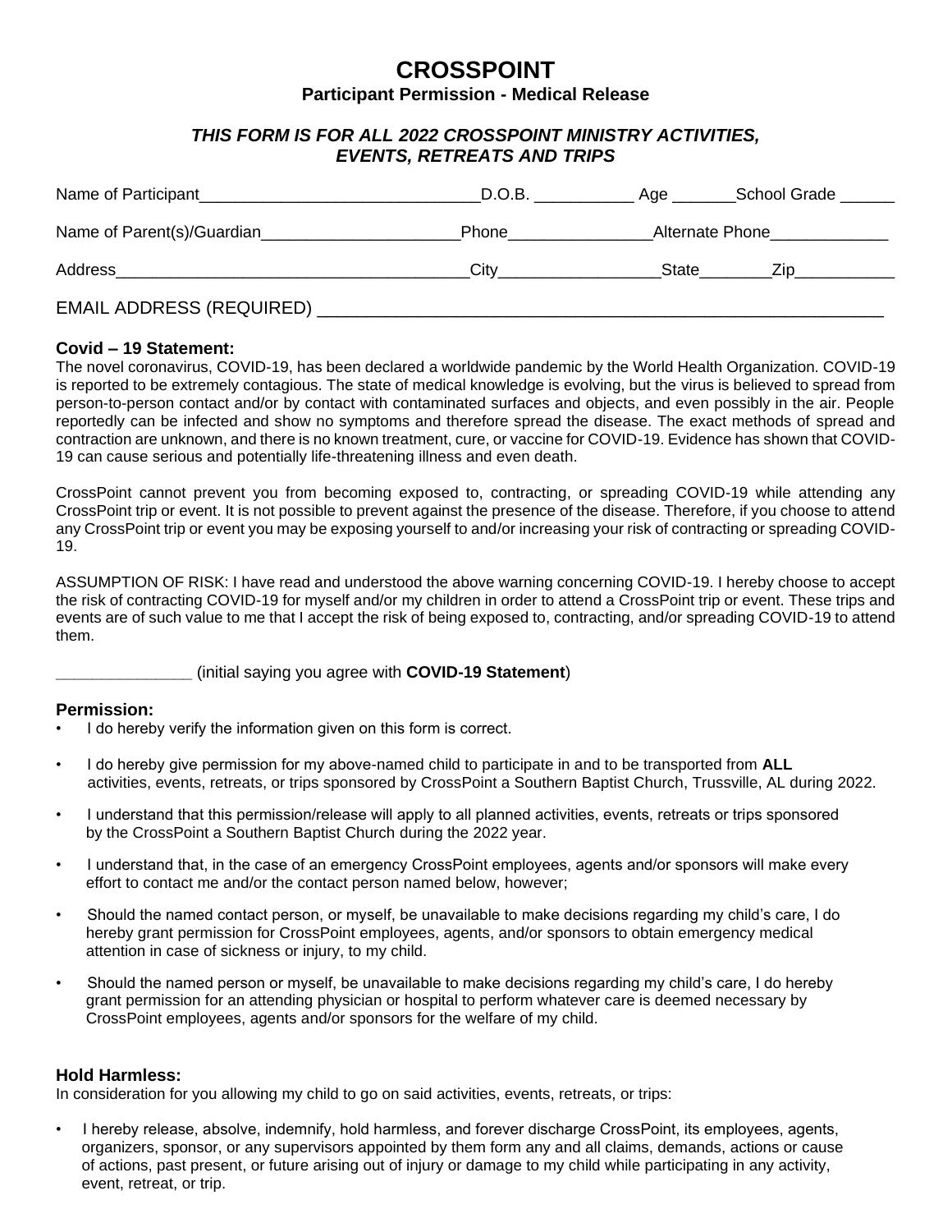# CROSSPOINT

**Participant Permission - Medical Release**

***THIS FORM IS FOR ALL 2022 CROSSPOINT MINISTRY ACTIVITIES, EVENTS, RETREATS AND TRIPS***

Name of Participant______________________________D.O.B. ___________ Age _______School Grade ______

Name of Parent(s)/Guardian_____________________Phone_______________Alternate Phone_____________

Address_____________________________________City_________________State________Zip___________

EMAIL ADDRESS (REQUIRED) ____________________________________________________________

### Covid – 19 Statement:

The novel coronavirus, COVID-19, has been declared a worldwide pandemic by the World Health Organization. COVID-19 is reported to be extremely contagious. The state of medical knowledge is evolving, but the virus is believed to spread from person-to-person contact and/or by contact with contaminated surfaces and objects, and even possibly in the air. People reportedly can be infected and show no symptoms and therefore spread the disease. The exact methods of spread and contraction are unknown, and there is no known treatment, cure, or vaccine for COVID-19. Evidence has shown that COVID-19 can cause serious and potentially life-threatening illness and even death.

CrossPoint cannot prevent you from becoming exposed to, contracting, or spreading COVID-19 while attending any CrossPoint trip or event. It is not possible to prevent against the presence of the disease. Therefore, if you choose to attend any CrossPoint trip or event you may be exposing yourself to and/or increasing your risk of contracting or spreading COVID-19.

ASSUMPTION OF RISK: I have read and understood the above warning concerning COVID-19. I hereby choose to accept the risk of contracting COVID-19 for myself and/or my children in order to attend a CrossPoint trip or event. These trips and events are of such value to me that I accept the risk of being exposed to, contracting, and/or spreading COVID-19 to attend them.

_______________ (initial saying you agree with **COVID-19 Statement**)

### Permission:

- I do hereby verify the information given on this form is correct.
- I do hereby give permission for my above-named child to participate in and to be transported from **ALL** activities, events, retreats, or trips sponsored by CrossPoint a Southern Baptist Church, Trussville, AL during 2022.
- I understand that this permission/release will apply to all planned activities, events, retreats or trips sponsored by the CrossPoint a Southern Baptist Church during the 2022 year.
- I understand that, in the case of an emergency CrossPoint employees, agents and/or sponsors will make every effort to contact me and/or the contact person named below, however;
- Should the named contact person, or myself, be unavailable to make decisions regarding my child's care, I do hereby grant permission for CrossPoint employees, agents, and/or sponsors to obtain emergency medical attention in case of sickness or injury, to my child.
- Should the named person or myself, be unavailable to make decisions regarding my child's care, I do hereby grant permission for an attending physician or hospital to perform whatever care is deemed necessary by CrossPoint employees, agents and/or sponsors for the welfare of my child.

### Hold Harmless:

In consideration for you allowing my child to go on said activities, events, retreats, or trips:

- I hereby release, absolve, indemnify, hold harmless, and forever discharge CrossPoint, its employees, agents, organizers, sponsor, or any supervisors appointed by them form any and all claims, demands, actions or cause of actions, past present, or future arising out of injury or damage to my child while participating in any activity, event, retreat, or trip.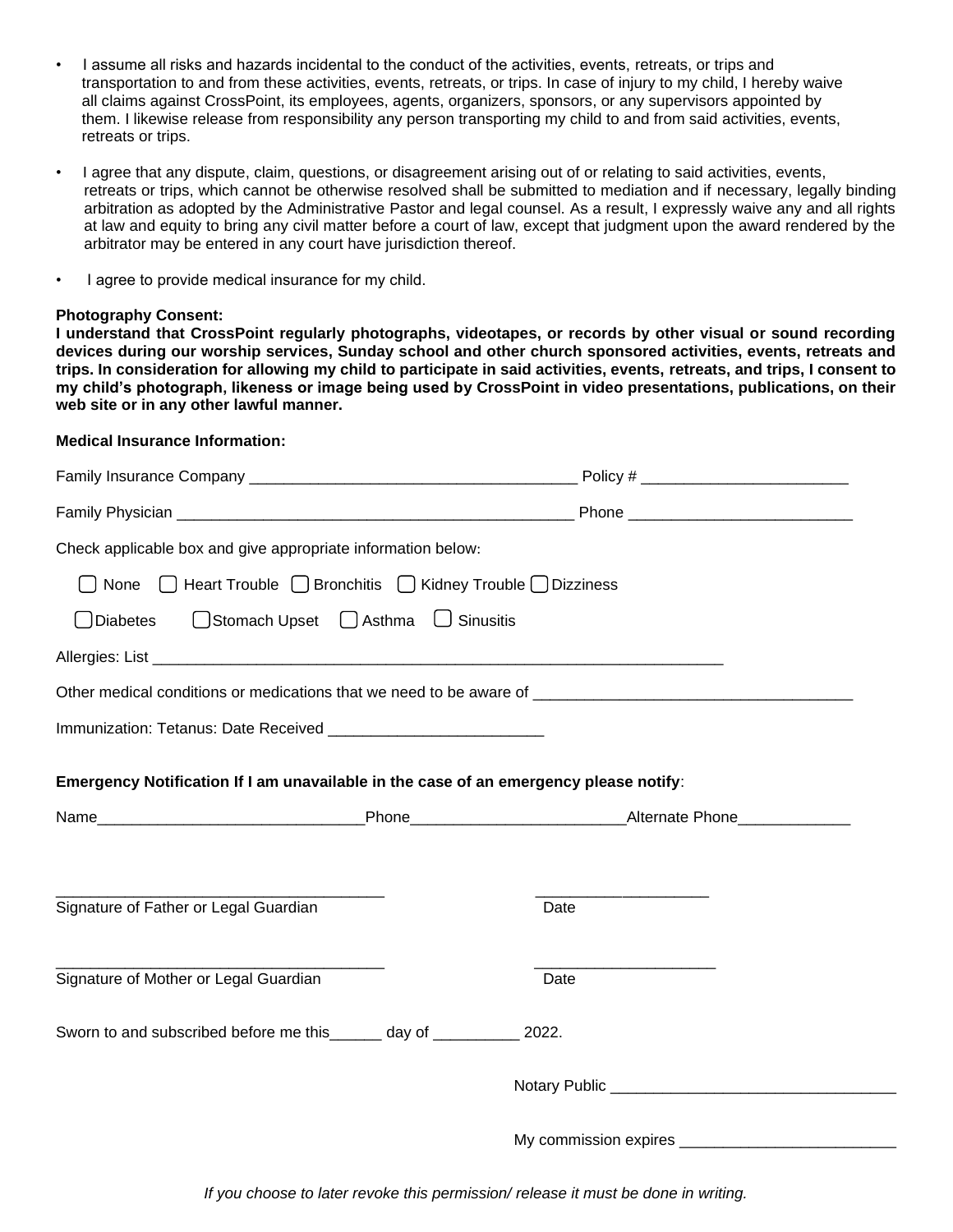- I assume all risks and hazards incidental to the conduct of the activities, events, retreats, or trips and transportation to and from these activities, events, retreats, or trips. In case of injury to my child, I hereby waive all claims against CrossPoint, its employees, agents, organizers, sponsors, or any supervisors appointed by them. I likewise release from responsibility any person transporting my child to and from said activities, events, retreats or trips.

- I agree that any dispute, claim, questions, or disagreement arising out of or relating to said activities, events, retreats or trips, which cannot be otherwise resolved shall be submitted to mediation and if necessary, legally binding arbitration as adopted by the Administrative Pastor and legal counsel. As a result, I expressly waive any and all rights at law and equity to bring any civil matter before a court of law, except that judgment upon the award rendered by the arbitrator may be entered in any court have jurisdiction thereof.

- I agree to provide medical insurance for my child.

**Photography Consent:**
**I understand that CrossPoint regularly photographs, videotapes, or records by other visual or sound recording devices during our worship services, Sunday school and other church sponsored activities, events, retreats and trips. In consideration for allowing my child to participate in said activities, events, retreats, and trips, I consent to my child's photograph, likeness or image being used by CrossPoint in video presentations, publications, on their web site or in any other lawful manner.**

**Medical Insurance Information:**

Family Insurance Company ______________________________________ Policy # ________________________

Family Physician ______________________________________________ Phone __________________________

Check applicable box and give appropriate information below:

☐ None ☐ Heart Trouble ☐ Bronchitis ☐ Kidney Trouble ☐ Dizziness

☐ Diabetes ☐ Stomach Upset ☐ Asthma ☐ Sinusitis

Allergies: List ____________________________________________________________________

Other medical conditions or medications that we need to be aware of ____________________________________

Immunization: Tetanus: Date Received _________________________

**Emergency Notification If I am unavailable in the case of an emergency please notify**:

Name______________________________Phone________________________Alternate Phone_____________

______________________________________ ____________________
Signature of Father or Legal Guardian Date

______________________________________ _____________________
Signature of Mother or Legal Guardian Date

Sworn to and subscribed before me this______ day of __________ 2022.

Notary Public _________________________________

My commission expires _________________________

*If you choose to later revoke this permission/ release it must be done in writing.*